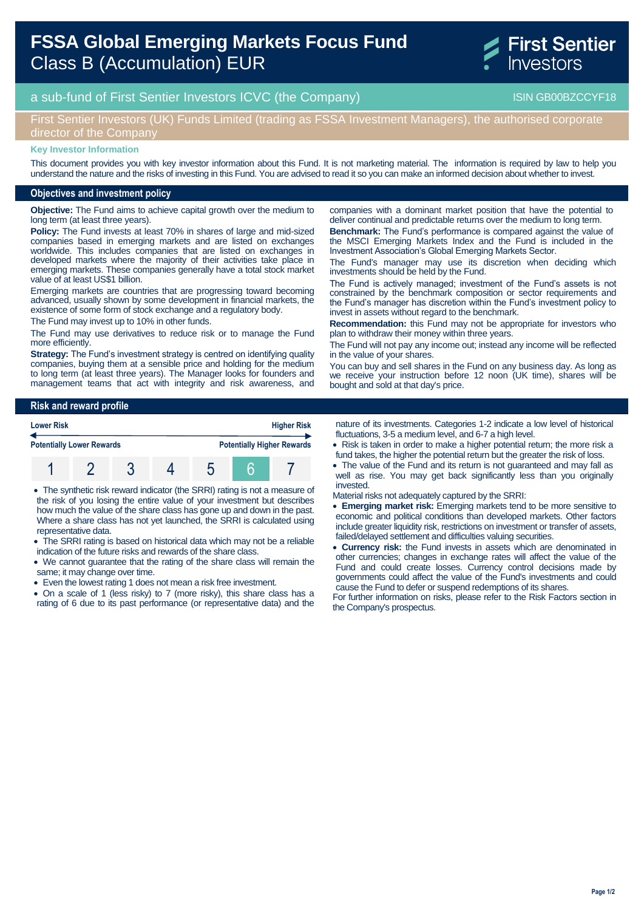# FSSA Global Emerging Markets Focus Fund
## Class B (Accumulation) EUR

First Sentier Investors

a sub-fund of First Sentier Investors ICVC (the Company) — ISIN GB00BZCCYF18

First Sentier Investors (UK) Funds Limited (trading as FSSA Investment Managers), the authorised corporate director of the Company

**Key Investor Information**

This document provides you with key investor information about this Fund. It is not marketing material. The information is required by law to help you understand the nature and the risks of investing in this Fund. You are advised to read it so you can make an informed decision about whether to invest.

## Objectives and investment policy

**Objective:** The Fund aims to achieve capital growth over the medium to long term (at least three years).

**Policy:** The Fund invests at least 70% in shares of large and mid-sized companies based in emerging markets and are listed on exchanges worldwide. This includes companies that are listed on exchanges in developed markets where the majority of their activities take place in emerging markets. These companies generally have a total stock market value of at least US$1 billion.

Emerging markets are countries that are progressing toward becoming advanced, usually shown by some development in financial markets, the existence of some form of stock exchange and a regulatory body.

The Fund may invest up to 10% in other funds.

The Fund may use derivatives to reduce risk or to manage the Fund more efficiently.

**Strategy:** The Fund's investment strategy is centred on identifying quality companies, buying them at a sensible price and holding for the medium to long term (at least three years). The Manager looks for founders and management teams that act with integrity and risk awareness, and companies with a dominant market position that have the potential to deliver continual and predictable returns over the medium to long term.

**Benchmark:** The Fund's performance is compared against the value of the MSCI Emerging Markets Index and the Fund is included in the Investment Association's Global Emerging Markets Sector.

The Fund's manager may use its discretion when deciding which investments should be held by the Fund.

The Fund is actively managed; investment of the Fund's assets is not constrained by the benchmark composition or sector requirements and the Fund's manager has discretion within the Fund's investment policy to invest in assets without regard to the benchmark.

**Recommendation:** this Fund may not be appropriate for investors who plan to withdraw their money within three years.

The Fund will not pay any income out; instead any income will be reflected in the value of your shares.

You can buy and sell shares in the Fund on any business day. As long as we receive your instruction before 12 noon (UK time), shares will be bought and sold at that day's price.

## Risk and reward profile

| Lower Risk | | | | | | Higher Risk |
|---|---|---|---|---|---|---|
| Potentially Lower Rewards | | | | | | Potentially Higher Rewards |
| 1 | 2 | 3 | 4 | 5 | **6** | 7 |

- The synthetic risk reward indicator (the SRRI) rating is not a measure of the risk of you losing the entire value of your investment but describes how much the value of the share class has gone up and down in the past. Where a share class has not yet launched, the SRRI is calculated using representative data.
- The SRRI rating is based on historical data which may not be a reliable indication of the future risks and rewards of the share class.
- We cannot guarantee that the rating of the share class will remain the same; it may change over time.
- Even the lowest rating 1 does not mean a risk free investment.
- On a scale of 1 (less risky) to 7 (more risky), this share class has a rating of 6 due to its past performance (or representative data) and the nature of its investments. Categories 1-2 indicate a low level of historical fluctuations, 3-5 a medium level, and 6-7 a high level.
- Risk is taken in order to make a higher potential return; the more risk a fund takes, the higher the potential return but the greater the risk of loss.
- The value of the Fund and its return is not guaranteed and may fall as well as rise. You may get back significantly less than you originally invested.

Material risks not adequately captured by the SRRI:

- **Emerging market risk:** Emerging markets tend to be more sensitive to economic and political conditions than developed markets. Other factors include greater liquidity risk, restrictions on investment or transfer of assets, failed/delayed settlement and difficulties valuing securities.
- **Currency risk:** the Fund invests in assets which are denominated in other currencies; changes in exchange rates will affect the value of the Fund and could create losses. Currency control decisions made by governments could affect the value of the Fund's investments and could cause the Fund to defer or suspend redemptions of its shares.

For further information on risks, please refer to the Risk Factors section in the Company's prospectus.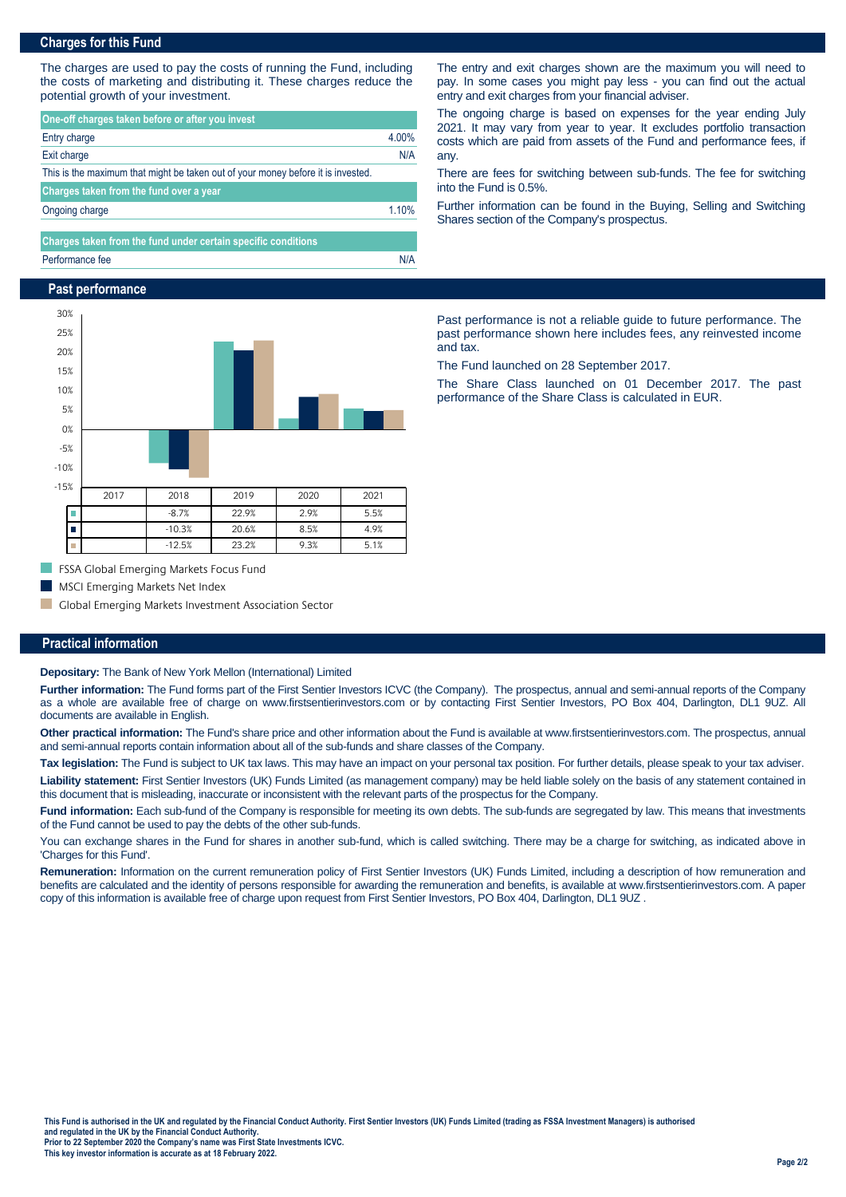## Charges for this Fund

The charges are used to pay the costs of running the Fund, including the costs of marketing and distributing it. These charges reduce the potential growth of your investment.

| One-off charges taken before or after you invest | |
|---|---|
| Entry charge | 4.00% |
| Exit charge | N/A |
| This is the maximum that might be taken out of your money before it is invested. | |
| **Charges taken from the fund over a year** | |
| Ongoing charge | 1.10% |
| **Charges taken from the fund under certain specific conditions** | |
| Performance fee | N/A |

The entry and exit charges shown are the maximum you will need to pay. In some cases you might pay less - you can find out the actual entry and exit charges from your financial adviser.

The ongoing charge is based on expenses for the year ending July 2021. It may vary from year to year. It excludes portfolio transaction costs which are paid from assets of the Fund and performance fees, if any.

There are fees for switching between sub-funds. The fee for switching into the Fund is 0.5%.

Further information can be found in the Buying, Selling and Switching Shares section of the Company's prospectus.

## Past performance

30%
25%
20%
15%
10%
5%
0%
-5%
-10%
-15%

| | 2017 | 2018 | 2019 | 2020 | 2021 |
|---|---|---|---|---|---|
| FSSA Global Emerging Markets Focus Fund | | -8.7% | 22.9% | 2.9% | 5.5% |
| MSCI Emerging Markets Net Index | | -10.3% | 20.6% | 8.5% | 4.9% |
| Global Emerging Markets Investment Association Sector | | -12.5% | 23.2% | 9.3% | 5.1% |

FSSA Global Emerging Markets Focus Fund

MSCI Emerging Markets Net Index

Global Emerging Markets Investment Association Sector

Past performance is not a reliable guide to future performance. The past performance shown here includes fees, any reinvested income and tax.

The Fund launched on 28 September 2017.

The Share Class launched on 01 December 2017. The past performance of the Share Class is calculated in EUR.

## Practical information

**Depositary:** The Bank of New York Mellon (International) Limited

**Further information:** The Fund forms part of the First Sentier Investors ICVC (the Company). The prospectus, annual and semi-annual reports of the Company as a whole are available free of charge on www.firstsentierinvestors.com or by contacting First Sentier Investors, PO Box 404, Darlington, DL1 9UZ. All documents are available in English.

**Other practical information:** The Fund's share price and other information about the Fund is available at www.firstsentierinvestors.com. The prospectus, annual and semi-annual reports contain information about all of the sub-funds and share classes of the Company.

**Tax legislation:** The Fund is subject to UK tax laws. This may have an impact on your personal tax position. For further details, please speak to your tax adviser.

**Liability statement:** First Sentier Investors (UK) Funds Limited (as management company) may be held liable solely on the basis of any statement contained in this document that is misleading, inaccurate or inconsistent with the relevant parts of the prospectus for the Company.

**Fund information:** Each sub-fund of the Company is responsible for meeting its own debts. The sub-funds are segregated by law. This means that investments of the Fund cannot be used to pay the debts of the other sub-funds.

You can exchange shares in the Fund for shares in another sub-fund, which is called switching. There may be a charge for switching, as indicated above in 'Charges for this Fund'.

**Remuneration:** Information on the current remuneration policy of First Sentier Investors (UK) Funds Limited, including a description of how remuneration and benefits are calculated and the identity of persons responsible for awarding the remuneration and benefits, is available at www.firstsentierinvestors.com. A paper copy of this information is available free of charge upon request from First Sentier Investors, PO Box 404, Darlington, DL1 9UZ .

**This Fund is authorised in the UK and regulated by the Financial Conduct Authority. First Sentier Investors (UK) Funds Limited (trading as FSSA Investment Managers) is authorised and regulated in the UK by the Financial Conduct Authority.**
**Prior to 22 September 2020 the Company's name was First State Investments ICVC.**
**This key investor information is accurate as at 18 February 2022.**